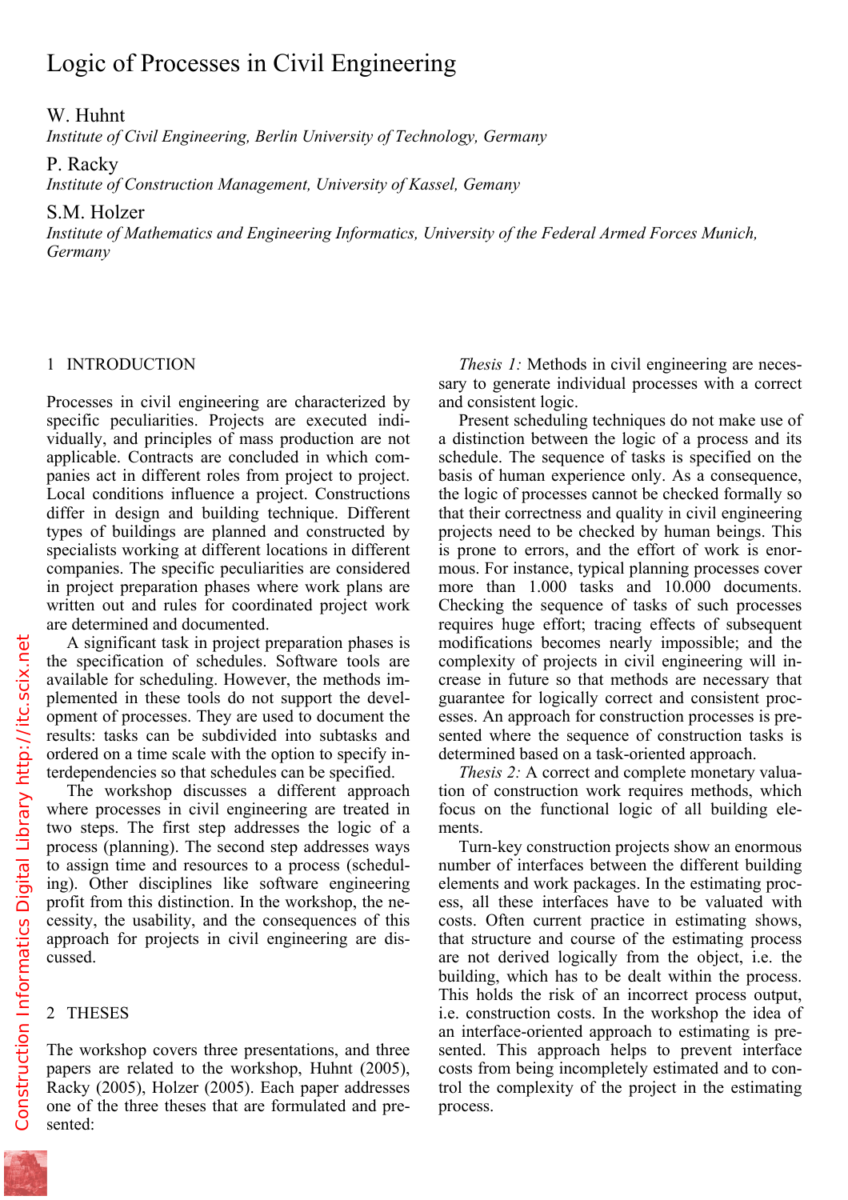# Logic of Processes in Civil Engineering

W. Huhnt

*Institute of Civil Engineering, Berlin University of Technology, Germany*

P. Racky

*Institute of Construction Management, University of Kassel, Gemany*

S.M. Holzer

*Institute of Mathematics and Engineering Informatics, University of the Federal Armed Forces Munich, Germany*

## 1 INTRODUCTION

Processes in civil engineering are characterized by specific peculiarities. Projects are executed individually, and principles of mass production are not applicable. Contracts are concluded in which companies act in different roles from project to project. Local conditions influence a project. Constructions differ in design and building technique. Different types of buildings are planned and constructed by specialists working at different locations in different companies. The specific peculiarities are considered in project preparation phases where work plans are written out and rules for coordinated project work are determined and documented.

A significant task in project preparation phases is the specification of schedules. Software tools are available for scheduling. However, the methods implemented in these tools do not support the development of processes. They are used to document the results: tasks can be subdivided into subtasks and ordered on a time scale with the option to specify interdependencies so that schedules can be specified.

The workshop discusses a different approach where processes in civil engineering are treated in two steps. The first step addresses the logic of a process (planning). The second step addresses ways to assign time and resources to a process (scheduling). Other disciplines like software engineering profit from this distinction. In the workshop, the necessity, the usability, and the consequences of this approach for projects in civil engineering are discussed.

## 2 THESES

The workshop covers three presentations, and three papers are related to the workshop, Huhnt (2005), Racky (2005), Holzer (2005). Each paper addresses one of the three theses that are formulated and presented:

*Thesis 1:* Methods in civil engineering are necessary to generate individual processes with a correct and consistent logic.

Present scheduling techniques do not make use of a distinction between the logic of a process and its schedule. The sequence of tasks is specified on the basis of human experience only. As a consequence, the logic of processes cannot be checked formally so that their correctness and quality in civil engineering projects need to be checked by human beings. This is prone to errors, and the effort of work is enormous. For instance, typical planning processes cover more than 1.000 tasks and 10.000 documents. Checking the sequence of tasks of such processes requires huge effort; tracing effects of subsequent modifications becomes nearly impossible; and the complexity of projects in civil engineering will increase in future so that methods are necessary that guarantee for logically correct and consistent processes. An approach for construction processes is presented where the sequence of construction tasks is determined based on a task-oriented approach.

*Thesis 2:* A correct and complete monetary valuation of construction work requires methods, which focus on the functional logic of all building elements.

Turn-key construction projects show an enormous number of interfaces between the different building elements and work packages. In the estimating process, all these interfaces have to be valuated with costs. Often current practice in estimating shows, that structure and course of the estimating process are not derived logically from the object, i.e. the building, which has to be dealt within the process. This holds the risk of an incorrect process output, i.e. construction costs. In the workshop the idea of an interface-oriented approach to estimating is presented. This approach helps to prevent interface costs from being incompletely estimated and to control the complexity of the project in the estimating process.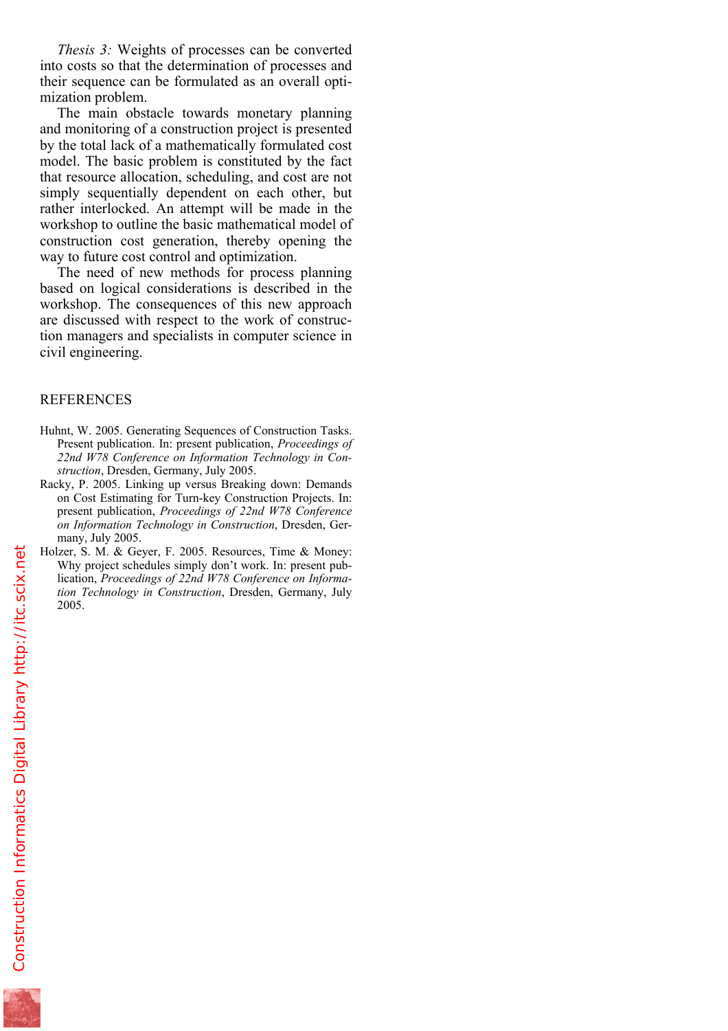*Thesis 3:* Weights of processes can be converted into costs so that the determination of processes and their sequence can be formulated as an overall optimization problem.

The main obstacle towards monetary planning and monitoring of a construction project is presented by the total lack of a mathematically formulated cost model. The basic problem is constituted by the fact that resource allocation, scheduling, and cost are not simply sequentially dependent on each other, but rather interlocked. An attempt will be made in the workshop to outline the basic mathematical model of construction cost generation, thereby opening the way to future cost control and optimization.

The need of new methods for process planning based on logical considerations is described in the workshop. The consequences of this new approach are discussed with respect to the work of construction managers and specialists in computer science in civil engineering.

## REFERENCES

Huhnt, W. 2005. Generating Sequences of Construction Tasks. Present publication. In: present publication, *Proceedings of 22nd W78 Conference on Information Technology in Construction*, Dresden, Germany, July 2005.

Racky, P. 2005. Linking up versus Breaking down: Demands on Cost Estimating for Turn-key Construction Projects. In: present publication, *Proceedings of 22nd W78 Conference on Information Technology in Construction*, Dresden, Germany, July 2005.

Holzer, S. M. & Geyer, F. 2005. Resources, Time & Money: Why project schedules simply don't work. In: present publication, *Proceedings of 22nd W78 Conference on Information Technology in Construction*, Dresden, Germany, July 2005.